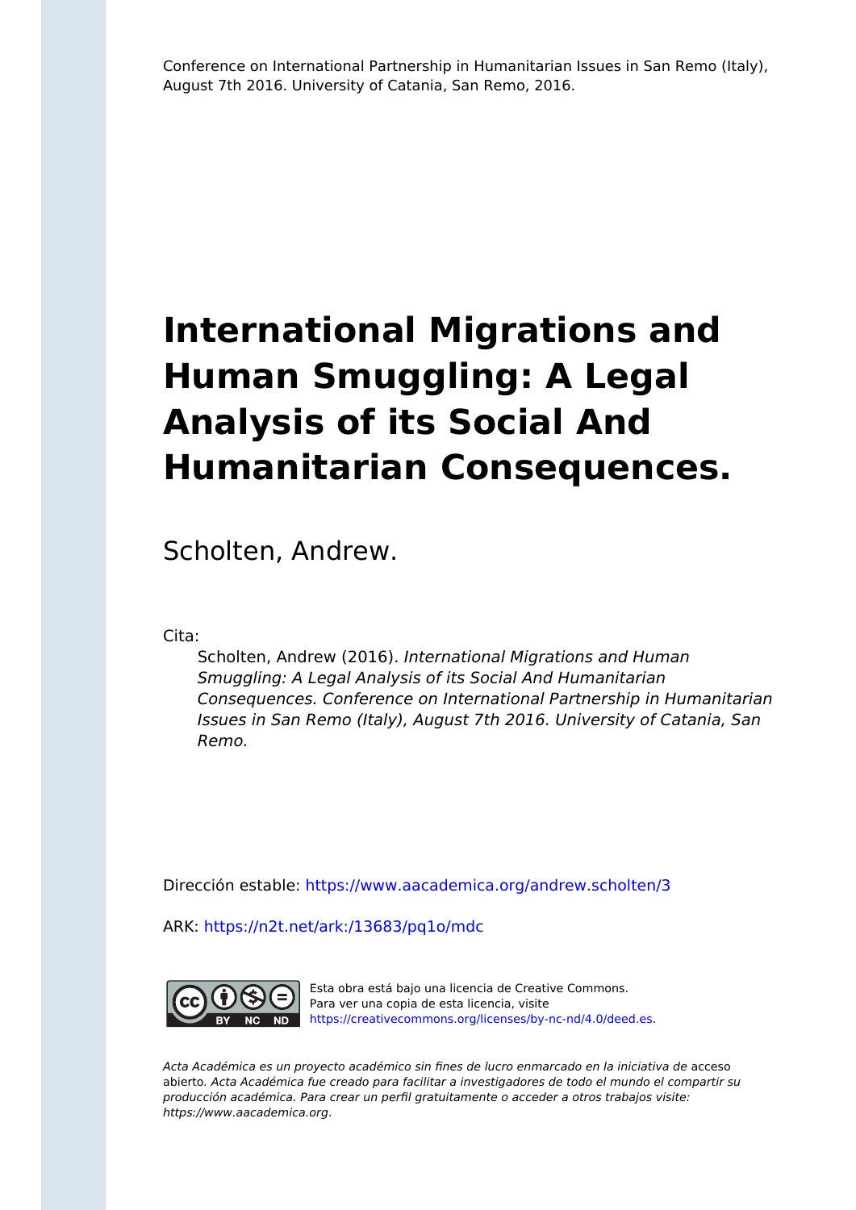Conference on International Partnership in Humanitarian Issues in San Remo (Italy), August 7th 2016. University of Catania, San Remo, 2016.

# International Migrations and Human Smuggling: A Legal Analysis of its Social And Humanitarian Consequences.

Scholten, Andrew.

Cita:

> Scholten, Andrew (2016). *International Migrations and Human Smuggling: A Legal Analysis of its Social And Humanitarian Consequences. Conference on International Partnership in Humanitarian Issues in San Remo (Italy), August 7th 2016. University of Catania, San Remo.*

Dirección estable: https://www.aacademica.org/andrew.scholten/3

ARK: https://n2t.net/ark:/13683/pq1o/mdc

Esta obra está bajo una licencia de Creative Commons. Para ver una copia de esta licencia, visite https://creativecommons.org/licenses/by-nc-nd/4.0/deed.es.

*Acta Académica es un proyecto académico sin fines de lucro enmarcado en la iniciativa de* acceso abierto. *Acta Académica fue creado para facilitar a investigadores de todo el mundo el compartir su producción académica. Para crear un perfil gratuitamente o acceder a otros trabajos visite: https://www.aacademica.org.*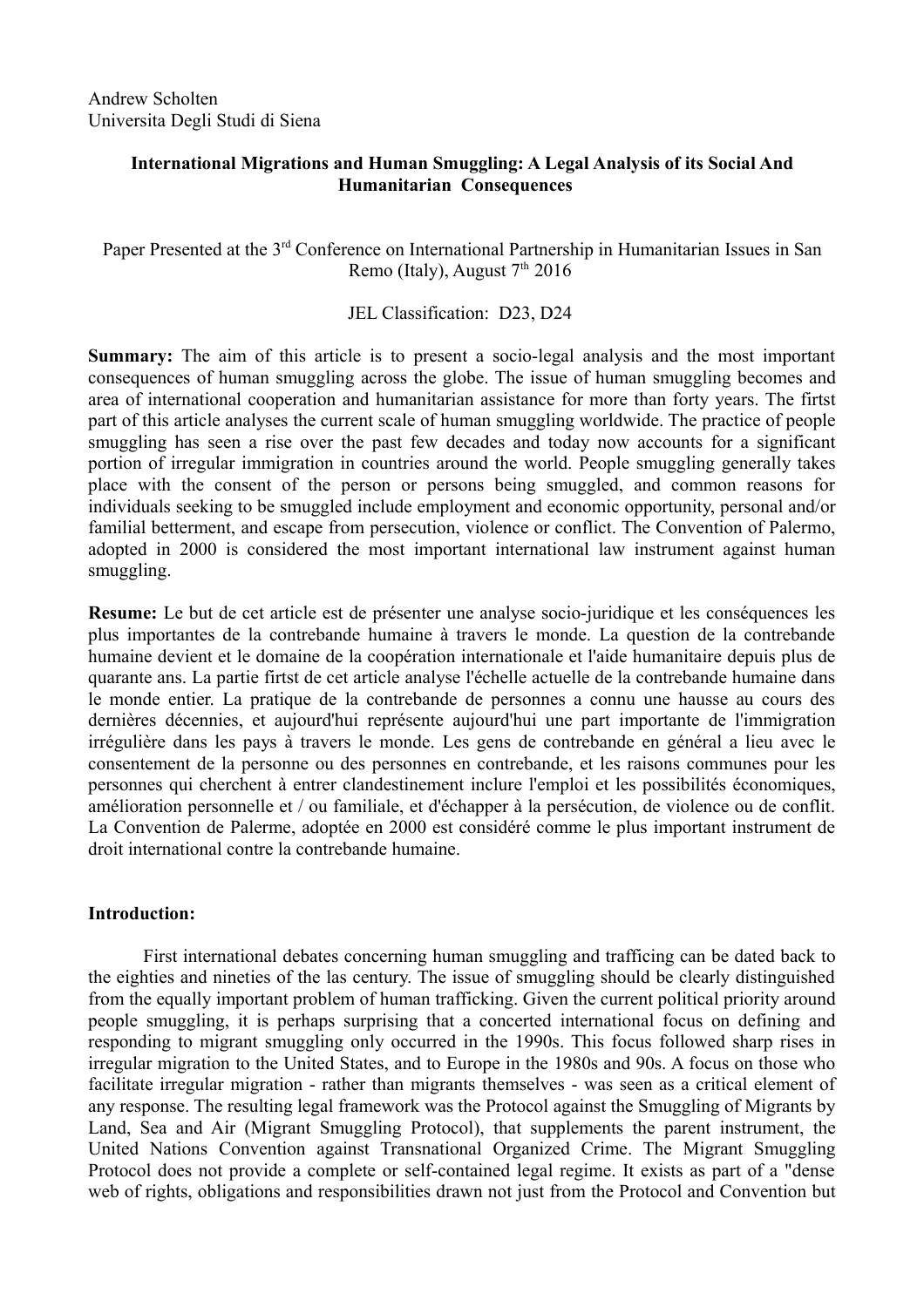Andrew Scholten
Universita Degli Studi di Siena

**International Migrations and Human Smuggling: A Legal Analysis of its Social And Humanitarian Consequences**

Paper Presented at the 3rd Conference on International Partnership in Humanitarian Issues in San Remo (Italy), August 7th 2016

JEL Classification: D23, D24

**Summary:** The aim of this article is to present a socio-legal analysis and the most important consequences of human smuggling across the globe. The issue of human smuggling becomes and area of international cooperation and humanitarian assistance for more than forty years. The firtst part of this article analyses the current scale of human smuggling worldwide. The practice of people smuggling has seen a rise over the past few decades and today now accounts for a significant portion of irregular immigration in countries around the world. People smuggling generally takes place with the consent of the person or persons being smuggled, and common reasons for individuals seeking to be smuggled include employment and economic opportunity, personal and/or familial betterment, and escape from persecution, violence or conflict. The Convention of Palermo, adopted in 2000 is considered the most important international law instrument against human smuggling.

**Resume:** Le but de cet article est de présenter une analyse socio-juridique et les conséquences les plus importantes de la contrebande humaine à travers le monde. La question de la contrebande humaine devient et le domaine de la coopération internationale et l'aide humanitaire depuis plus de quarante ans. La partie firtst de cet article analyse l'échelle actuelle de la contrebande humaine dans le monde entier. La pratique de la contrebande de personnes a connu une hausse au cours des dernières décennies, et aujourd'hui représente aujourd'hui une part importante de l'immigration irrégulière dans les pays à travers le monde. Les gens de contrebande en général a lieu avec le consentement de la personne ou des personnes en contrebande, et les raisons communes pour les personnes qui cherchent à entrer clandestinement inclure l'emploi et les possibilités économiques, amélioration personnelle et / ou familiale, et d'échapper à la persécution, de violence ou de conflit. La Convention de Palerme, adoptée en 2000 est considéré comme le plus important instrument de droit international contre la contrebande humaine.

**Introduction:**

First international debates concerning human smuggling and trafficing can be dated back to the eighties and nineties of the las century. The issue of smuggling should be clearly distinguished from the equally important problem of human trafficking. Given the current political priority around people smuggling, it is perhaps surprising that a concerted international focus on defining and responding to migrant smuggling only occurred in the 1990s. This focus followed sharp rises in irregular migration to the United States, and to Europe in the 1980s and 90s. A focus on those who facilitate irregular migration - rather than migrants themselves - was seen as a critical element of any response. The resulting legal framework was the Protocol against the Smuggling of Migrants by Land, Sea and Air (Migrant Smuggling Protocol), that supplements the parent instrument, the United Nations Convention against Transnational Organized Crime. The Migrant Smuggling Protocol does not provide a complete or self-contained legal regime. It exists as part of a "dense web of rights, obligations and responsibilities drawn not just from the Protocol and Convention but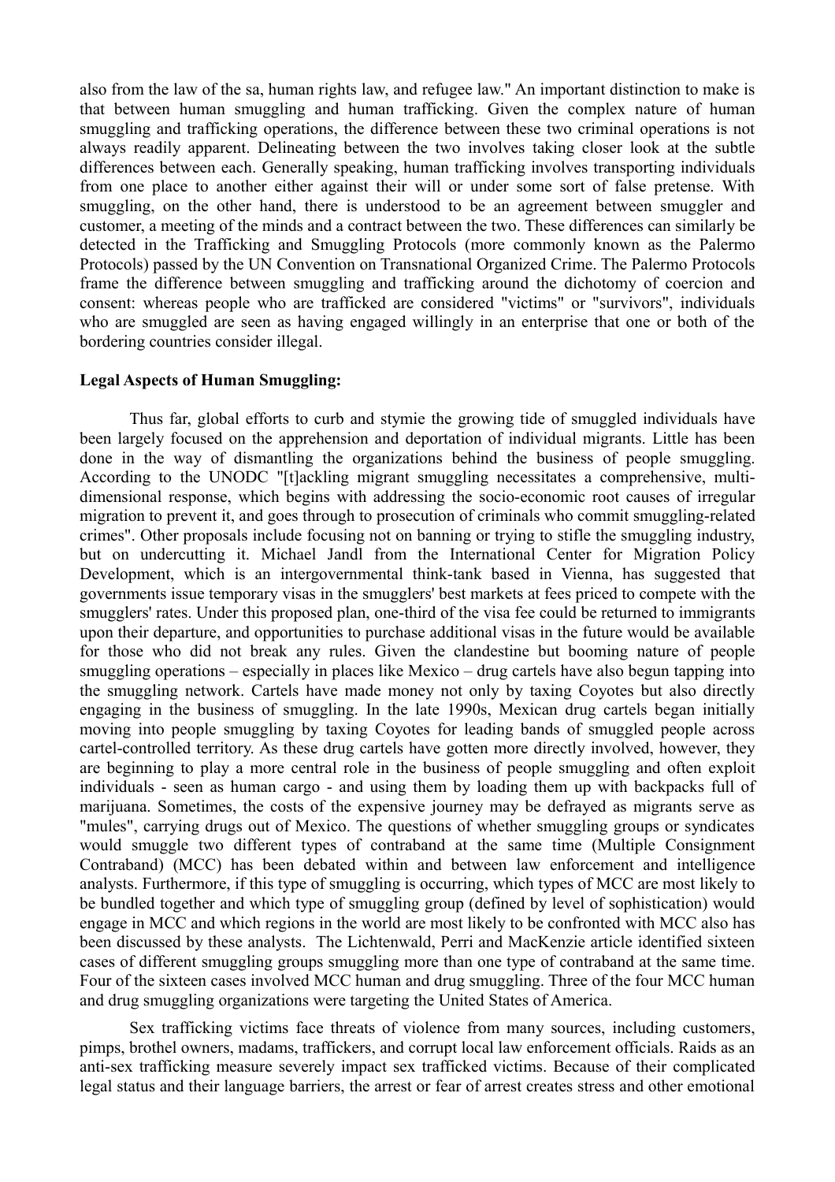also from the law of the sa, human rights law, and refugee law." An important distinction to make is that between human smuggling and human trafficking. Given the complex nature of human smuggling and trafficking operations, the difference between these two criminal operations is not always readily apparent. Delineating between the two involves taking closer look at the subtle differences between each. Generally speaking, human trafficking involves transporting individuals from one place to another either against their will or under some sort of false pretense. With smuggling, on the other hand, there is understood to be an agreement between smuggler and customer, a meeting of the minds and a contract between the two. These differences can similarly be detected in the Trafficking and Smuggling Protocols (more commonly known as the Palermo Protocols) passed by the UN Convention on Transnational Organized Crime. The Palermo Protocols frame the difference between smuggling and trafficking around the dichotomy of coercion and consent: whereas people who are trafficked are considered "victims" or "survivors", individuals who are smuggled are seen as having engaged willingly in an enterprise that one or both of the bordering countries consider illegal.

**Legal Aspects of Human Smuggling:**

Thus far, global efforts to curb and stymie the growing tide of smuggled individuals have been largely focused on the apprehension and deportation of individual migrants. Little has been done in the way of dismantling the organizations behind the business of people smuggling. According to the UNODC "[t]ackling migrant smuggling necessitates a comprehensive, multi-dimensional response, which begins with addressing the socio-economic root causes of irregular migration to prevent it, and goes through to prosecution of criminals who commit smuggling-related crimes". Other proposals include focusing not on banning or trying to stifle the smuggling industry, but on undercutting it. Michael Jandl from the International Center for Migration Policy Development, which is an intergovernmental think-tank based in Vienna, has suggested that governments issue temporary visas in the smugglers' best markets at fees priced to compete with the smugglers' rates. Under this proposed plan, one-third of the visa fee could be returned to immigrants upon their departure, and opportunities to purchase additional visas in the future would be available for those who did not break any rules. Given the clandestine but booming nature of people smuggling operations – especially in places like Mexico – drug cartels have also begun tapping into the smuggling network. Cartels have made money not only by taxing Coyotes but also directly engaging in the business of smuggling. In the late 1990s, Mexican drug cartels began initially moving into people smuggling by taxing Coyotes for leading bands of smuggled people across cartel-controlled territory. As these drug cartels have gotten more directly involved, however, they are beginning to play a more central role in the business of people smuggling and often exploit individuals - seen as human cargo - and using them by loading them up with backpacks full of marijuana. Sometimes, the costs of the expensive journey may be defrayed as migrants serve as "mules", carrying drugs out of Mexico. The questions of whether smuggling groups or syndicates would smuggle two different types of contraband at the same time (Multiple Consignment Contraband) (MCC) has been debated within and between law enforcement and intelligence analysts. Furthermore, if this type of smuggling is occurring, which types of MCC are most likely to be bundled together and which type of smuggling group (defined by level of sophistication) would engage in MCC and which regions in the world are most likely to be confronted with MCC also has been discussed by these analysts. The Lichtenwald, Perri and MacKenzie article identified sixteen cases of different smuggling groups smuggling more than one type of contraband at the same time. Four of the sixteen cases involved MCC human and drug smuggling. Three of the four MCC human and drug smuggling organizations were targeting the United States of America.

Sex trafficking victims face threats of violence from many sources, including customers, pimps, brothel owners, madams, traffickers, and corrupt local law enforcement officials. Raids as an anti-sex trafficking measure severely impact sex trafficked victims. Because of their complicated legal status and their language barriers, the arrest or fear of arrest creates stress and other emotional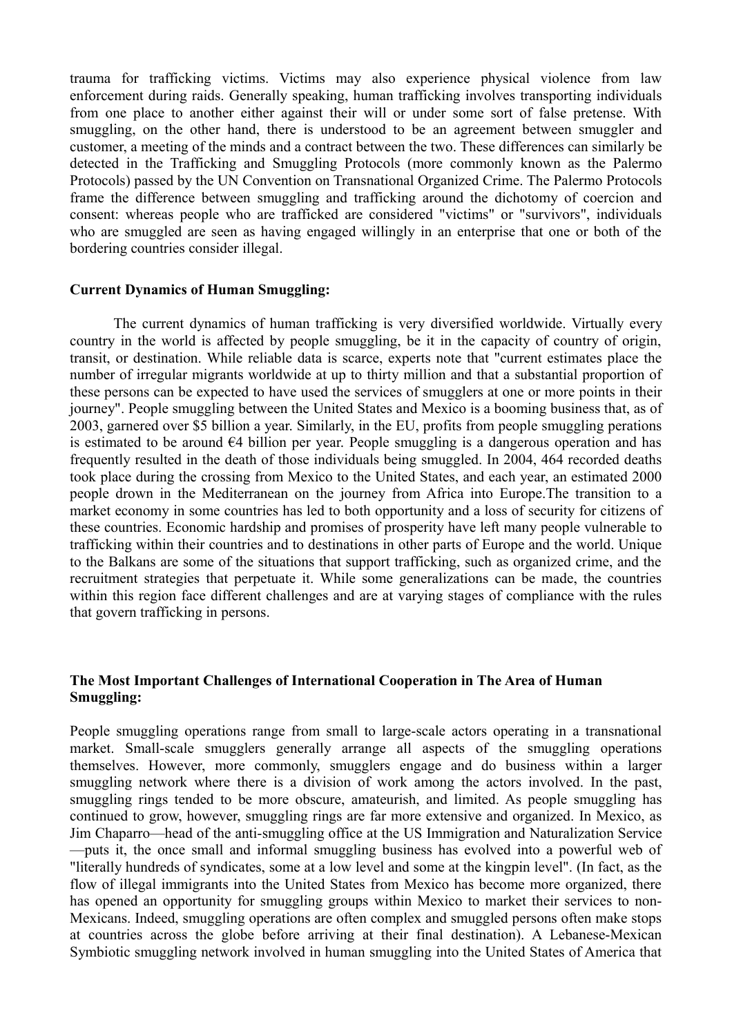trauma for trafficking victims. Victims may also experience physical violence from law enforcement during raids. Generally speaking, human trafficking involves transporting individuals from one place to another either against their will or under some sort of false pretense. With smuggling, on the other hand, there is understood to be an agreement between smuggler and customer, a meeting of the minds and a contract between the two. These differences can similarly be detected in the Trafficking and Smuggling Protocols (more commonly known as the Palermo Protocols) passed by the UN Convention on Transnational Organized Crime. The Palermo Protocols frame the difference between smuggling and trafficking around the dichotomy of coercion and consent: whereas people who are trafficked are considered "victims" or "survivors", individuals who are smuggled are seen as having engaged willingly in an enterprise that one or both of the bordering countries consider illegal.

**Current Dynamics of Human Smuggling:**

The current dynamics of human trafficking is very diversified worldwide. Virtually every country in the world is affected by people smuggling, be it in the capacity of country of origin, transit, or destination. While reliable data is scarce, experts note that "current estimates place the number of irregular migrants worldwide at up to thirty million and that a substantial proportion of these persons can be expected to have used the services of smugglers at one or more points in their journey". People smuggling between the United States and Mexico is a booming business that, as of 2003, garnered over $5 billion a year. Similarly, in the EU, profits from people smuggling perations is estimated to be around €4 billion per year. People smuggling is a dangerous operation and has frequently resulted in the death of those individuals being smuggled. In 2004, 464 recorded deaths took place during the crossing from Mexico to the United States, and each year, an estimated 2000 people drown in the Mediterranean on the journey from Africa into Europe.The transition to a market economy in some countries has led to both opportunity and a loss of security for citizens of these countries. Economic hardship and promises of prosperity have left many people vulnerable to trafficking within their countries and to destinations in other parts of Europe and the world. Unique to the Balkans are some of the situations that support trafficking, such as organized crime, and the recruitment strategies that perpetuate it. While some generalizations can be made, the countries within this region face different challenges and are at varying stages of compliance with the rules that govern trafficking in persons.

**The Most Important Challenges of International Cooperation in The Area of Human Smuggling:**

People smuggling operations range from small to large-scale actors operating in a transnational market. Small-scale smugglers generally arrange all aspects of the smuggling operations themselves. However, more commonly, smugglers engage and do business within a larger smuggling network where there is a division of work among the actors involved. In the past, smuggling rings tended to be more obscure, amateurish, and limited. As people smuggling has continued to grow, however, smuggling rings are far more extensive and organized. In Mexico, as Jim Chaparro—head of the anti-smuggling office at the US Immigration and Naturalization Service—puts it, the once small and informal smuggling business has evolved into a powerful web of "literally hundreds of syndicates, some at a low level and some at the kingpin level". (In fact, as the flow of illegal immigrants into the United States from Mexico has become more organized, there has opened an opportunity for smuggling groups within Mexico to market their services to non-Mexicans. Indeed, smuggling operations are often complex and smuggled persons often make stops at countries across the globe before arriving at their final destination). A Lebanese-Mexican Symbiotic smuggling network involved in human smuggling into the United States of America that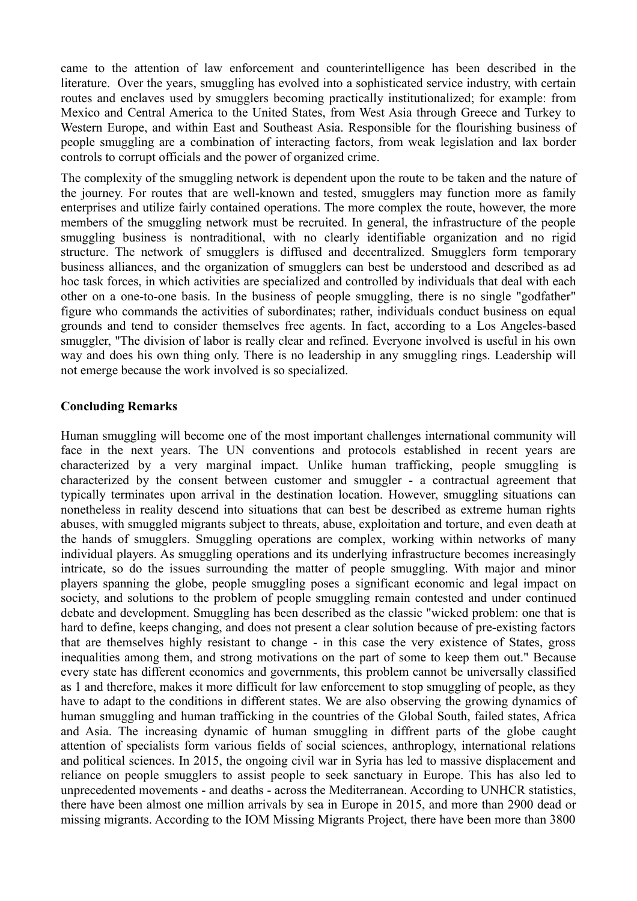came to the attention of law enforcement and counterintelligence has been described in the literature. Over the years, smuggling has evolved into a sophisticated service industry, with certain routes and enclaves used by smugglers becoming practically institutionalized; for example: from Mexico and Central America to the United States, from West Asia through Greece and Turkey to Western Europe, and within East and Southeast Asia. Responsible for the flourishing business of people smuggling are a combination of interacting factors, from weak legislation and lax border controls to corrupt officials and the power of organized crime.

The complexity of the smuggling network is dependent upon the route to be taken and the nature of the journey. For routes that are well-known and tested, smugglers may function more as family enterprises and utilize fairly contained operations. The more complex the route, however, the more members of the smuggling network must be recruited. In general, the infrastructure of the people smuggling business is nontraditional, with no clearly identifiable organization and no rigid structure. The network of smugglers is diffused and decentralized. Smugglers form temporary business alliances, and the organization of smugglers can best be understood and described as ad hoc task forces, in which activities are specialized and controlled by individuals that deal with each other on a one-to-one basis. In the business of people smuggling, there is no single "godfather" figure who commands the activities of subordinates; rather, individuals conduct business on equal grounds and tend to consider themselves free agents. In fact, according to a Los Angeles-based smuggler, "The division of labor is really clear and refined. Everyone involved is useful in his own way and does his own thing only. There is no leadership in any smuggling rings. Leadership will not emerge because the work involved is so specialized.

**Concluding Remarks**

Human smuggling will become one of the most important challenges international community will face in the next years. The UN conventions and protocols established in recent years are characterized by a very marginal impact. Unlike human trafficking, people smuggling is characterized by the consent between customer and smuggler - a contractual agreement that typically terminates upon arrival in the destination location. However, smuggling situations can nonetheless in reality descend into situations that can best be described as extreme human rights abuses, with smuggled migrants subject to threats, abuse, exploitation and torture, and even death at the hands of smugglers. Smuggling operations are complex, working within networks of many individual players. As smuggling operations and its underlying infrastructure becomes increasingly intricate, so do the issues surrounding the matter of people smuggling. With major and minor players spanning the globe, people smuggling poses a significant economic and legal impact on society, and solutions to the problem of people smuggling remain contested and under continued debate and development. Smuggling has been described as the classic "wicked problem: one that is hard to define, keeps changing, and does not present a clear solution because of pre-existing factors that are themselves highly resistant to change - in this case the very existence of States, gross inequalities among them, and strong motivations on the part of some to keep them out." Because every state has different economics and governments, this problem cannot be universally classified as 1 and therefore, makes it more difficult for law enforcement to stop smuggling of people, as they have to adapt to the conditions in different states. We are also observing the growing dynamics of human smuggling and human trafficking in the countries of the Global South, failed states, Africa and Asia. The increasing dynamic of human smuggling in diffrent parts of the globe caught attention of specialists form various fields of social sciences, anthroplogy, international relations and political sciences. In 2015, the ongoing civil war in Syria has led to massive displacement and reliance on people smugglers to assist people to seek sanctuary in Europe. This has also led to unprecedented movements - and deaths - across the Mediterranean. According to UNHCR statistics, there have been almost one million arrivals by sea in Europe in 2015, and more than 2900 dead or missing migrants. According to the IOM Missing Migrants Project, there have been more than 3800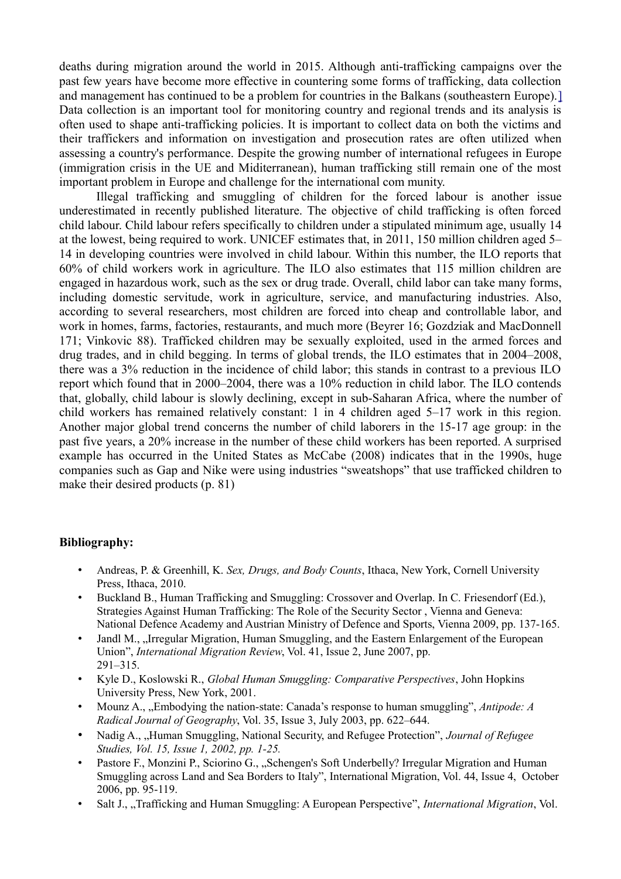deaths during migration around the world in 2015. Although anti-trafficking campaigns over the past few years have become more effective in countering some forms of trafficking, data collection and management has continued to be a problem for countries in the Balkans (southeastern Europe).] Data collection is an important tool for monitoring country and regional trends and its analysis is often used to shape anti-trafficking policies. It is important to collect data on both the victims and their traffickers and information on investigation and prosecution rates are often utilized when assessing a country's performance. Despite the growing number of international refugees in Europe (immigration crisis in the UE and Miditerranean), human trafficking still remain one of the most important problem in Europe and challenge for the international com munity.

Illegal trafficking and smuggling of children for the forced labour is another issue underestimated in recently published literature. The objective of child trafficking is often forced child labour. Child labour refers specifically to children under a stipulated minimum age, usually 14 at the lowest, being required to work. UNICEF estimates that, in 2011, 150 million children aged 5–14 in developing countries were involved in child labour. Within this number, the ILO reports that 60% of child workers work in agriculture. The ILO also estimates that 115 million children are engaged in hazardous work, such as the sex or drug trade. Overall, child labor can take many forms, including domestic servitude, work in agriculture, service, and manufacturing industries. Also, according to several researchers, most children are forced into cheap and controllable labor, and work in homes, farms, factories, restaurants, and much more (Beyrer 16; Gozdziak and MacDonnell 171; Vinkovic 88). Trafficked children may be sexually exploited, used in the armed forces and drug trades, and in child begging. In terms of global trends, the ILO estimates that in 2004–2008, there was a 3% reduction in the incidence of child labor; this stands in contrast to a previous ILO report which found that in 2000–2004, there was a 10% reduction in child labor. The ILO contends that, globally, child labour is slowly declining, except in sub-Saharan Africa, where the number of child workers has remained relatively constant: 1 in 4 children aged 5–17 work in this region. Another major global trend concerns the number of child laborers in the 15-17 age group: in the past five years, a 20% increase in the number of these child workers has been reported. A surprised example has occurred in the United States as McCabe (2008) indicates that in the 1990s, huge companies such as Gap and Nike were using industries "sweatshops" that use trafficked children to make their desired products (p. 81)

**Bibliography:**

- Andreas, P. & Greenhill, K. *Sex, Drugs, and Body Counts*, Ithaca, New York, Cornell University Press, Ithaca, 2010.
- Buckland B., Human Trafficking and Smuggling: Crossover and Overlap. In C. Friesendorf (Ed.), Strategies Against Human Trafficking: The Role of the Security Sector , Vienna and Geneva: National Defence Academy and Austrian Ministry of Defence and Sports, Vienna 2009, pp. 137-165.
- Jandl M., „Irregular Migration, Human Smuggling, and the Eastern Enlargement of the European Union", *International Migration Review*, Vol. 41, Issue 2, June 2007, pp. 291–315.
- Kyle D., Koslowski R., *Global Human Smuggling: Comparative Perspectives*, John Hopkins University Press, New York, 2001.
- Mounz A., „Embodying the nation-state: Canada's response to human smuggling", *Antipode: A Radical Journal of Geography*, Vol. 35, Issue 3, July 2003, pp. 622–644.
- Nadig A., „Human Smuggling, National Security, and Refugee Protection", *Journal of Refugee Studies, Vol. 15, Issue 1, 2002, pp. 1-25.*
- Pastore F., Monzini P., Sciorino G., „Schengen's Soft Underbelly? Irregular Migration and Human Smuggling across Land and Sea Borders to Italy", International Migration, Vol. 44, Issue 4, October 2006, pp. 95-119.
- Salt J., „Trafficking and Human Smuggling: A European Perspective", *International Migration*, Vol.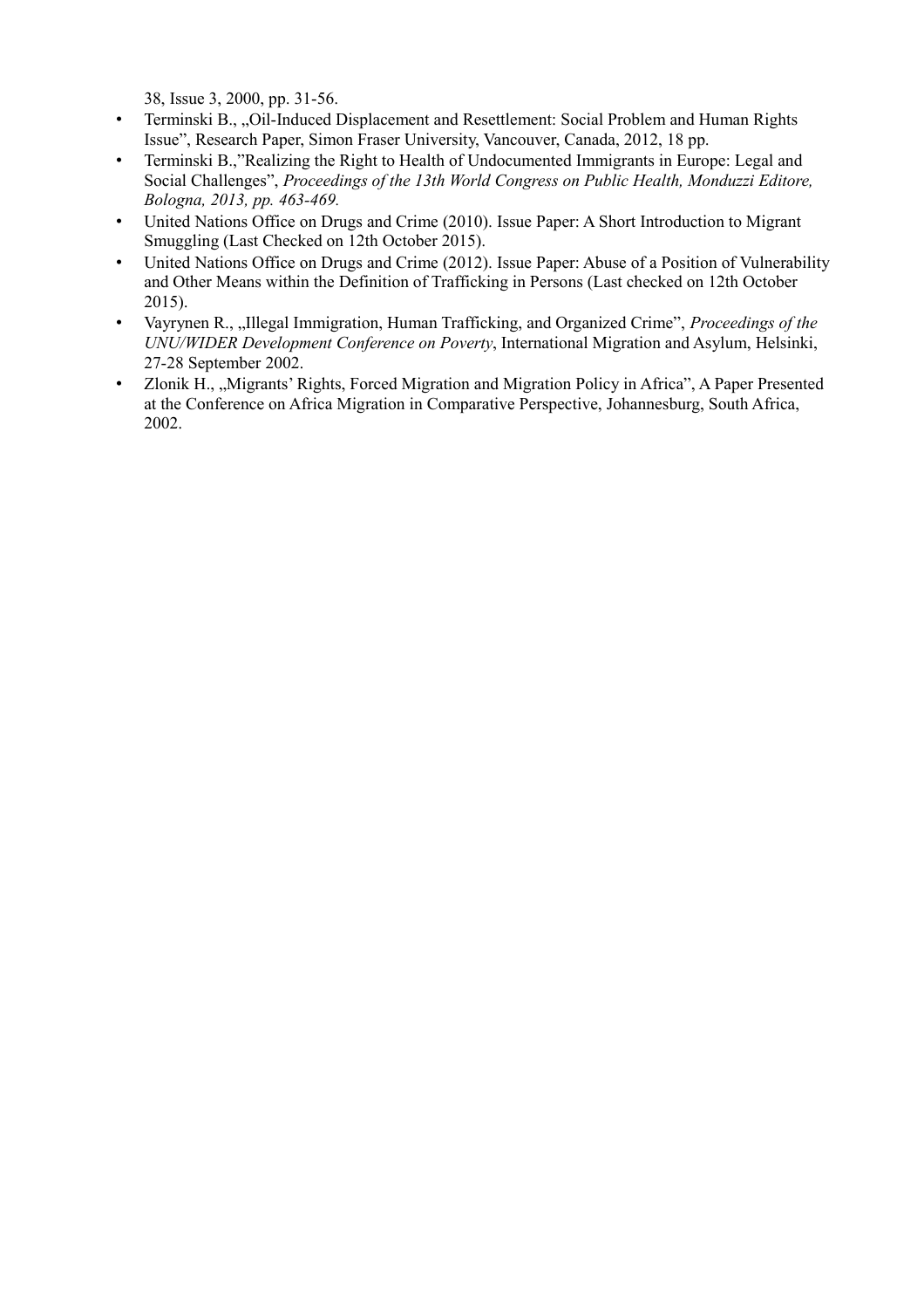38, Issue 3, 2000, pp. 31-56.

- Terminski B., „Oil-Induced Displacement and Resettlement: Social Problem and Human Rights Issue", Research Paper, Simon Fraser University, Vancouver, Canada, 2012, 18 pp.
- Terminski B.,"Realizing the Right to Health of Undocumented Immigrants in Europe: Legal and Social Challenges", *Proceedings of the 13th World Congress on Public Health, Monduzzi Editore, Bologna, 2013, pp. 463-469.*
- United Nations Office on Drugs and Crime (2010). Issue Paper: A Short Introduction to Migrant Smuggling (Last Checked on 12th October 2015).
- United Nations Office on Drugs and Crime (2012). Issue Paper: Abuse of a Position of Vulnerability and Other Means within the Definition of Trafficking in Persons (Last checked on 12th October 2015).
- Vayrynen R., „Illegal Immigration, Human Trafficking, and Organized Crime", *Proceedings of the UNU/WIDER Development Conference on Poverty*, International Migration and Asylum, Helsinki, 27-28 September 2002.
- Zlonik H., „Migrants' Rights, Forced Migration and Migration Policy in Africa", A Paper Presented at the Conference on Africa Migration in Comparative Perspective, Johannesburg, South Africa, 2002.